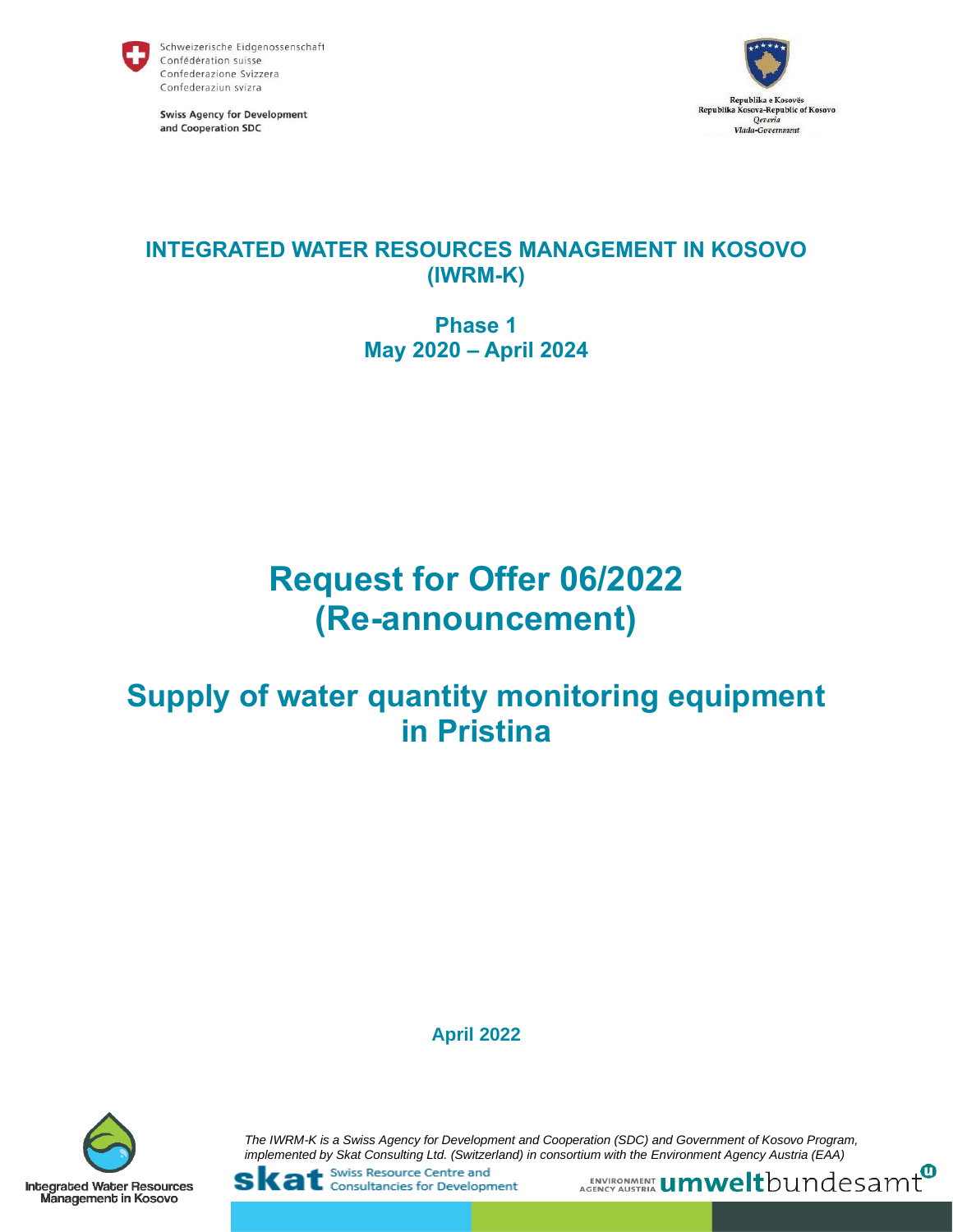Schweizerische Eidgenossenschaft
Confédération suisse
Confederazione Svizzera
Confederaziun svizra

**Swiss Agency for Development and Cooperation SDC**

Republika e Kosovës
Republika Kosova-Republic of Kosovo
*Qeveria*
*Vlada-Government*

# INTEGRATED WATER RESOURCES MANAGEMENT IN KOSOVO (IWRM-K)

## Phase 1
## May 2020 – April 2024

# Request for Offer 06/2022 (Re-announcement)

# Supply of water quantity monitoring equipment in Pristina

**April 2022**

Integrated Water Resources Management in Kosovo

*The IWRM-K is a Swiss Agency for Development and Cooperation (SDC) and Government of Kosovo Program, implemented by Skat Consulting Ltd. (Switzerland) in consortium with the Environment Agency Austria (EAA)*

skat Swiss Resource Centre and Consultancies for Development

Environment Agency Austria umweltbundesamt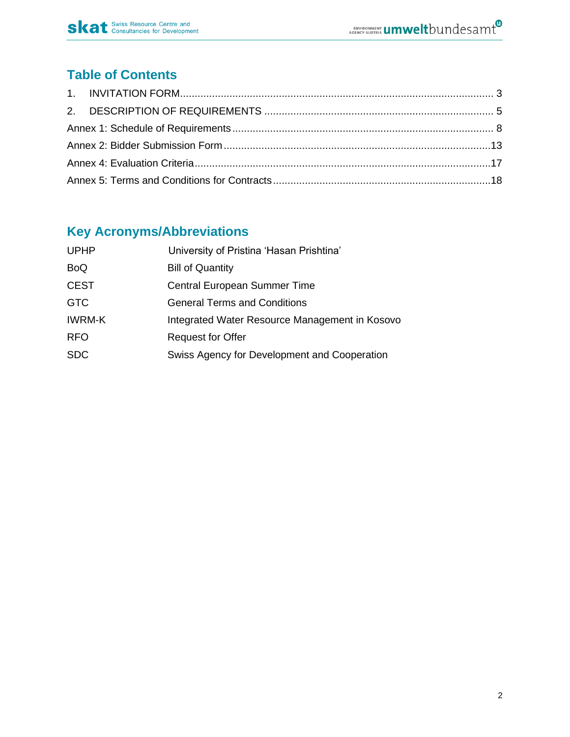## Table of Contents

1. INVITATION FORM ........................................................................................................ 3
2. DESCRIPTION OF REQUIREMENTS ............................................................................ 5

Annex 1: Schedule of Requirements ........................................................................................ 8
Annex 2: Bidder Submission Form .........................................................................................13
Annex 4: Evaluation Criteria ....................................................................................................17
Annex 5: Terms and Conditions for Contracts .........................................................................18

## Key Acronyms/Abbreviations

| | |
|---|---|
| UPHP | University of Pristina 'Hasan Prishtina' |
| BoQ | Bill of Quantity |
| CEST | Central European Summer Time |
| GTC | General Terms and Conditions |
| IWRM-K | Integrated Water Resource Management in Kosovo |
| RFO | Request for Offer |
| SDC | Swiss Agency for Development and Cooperation |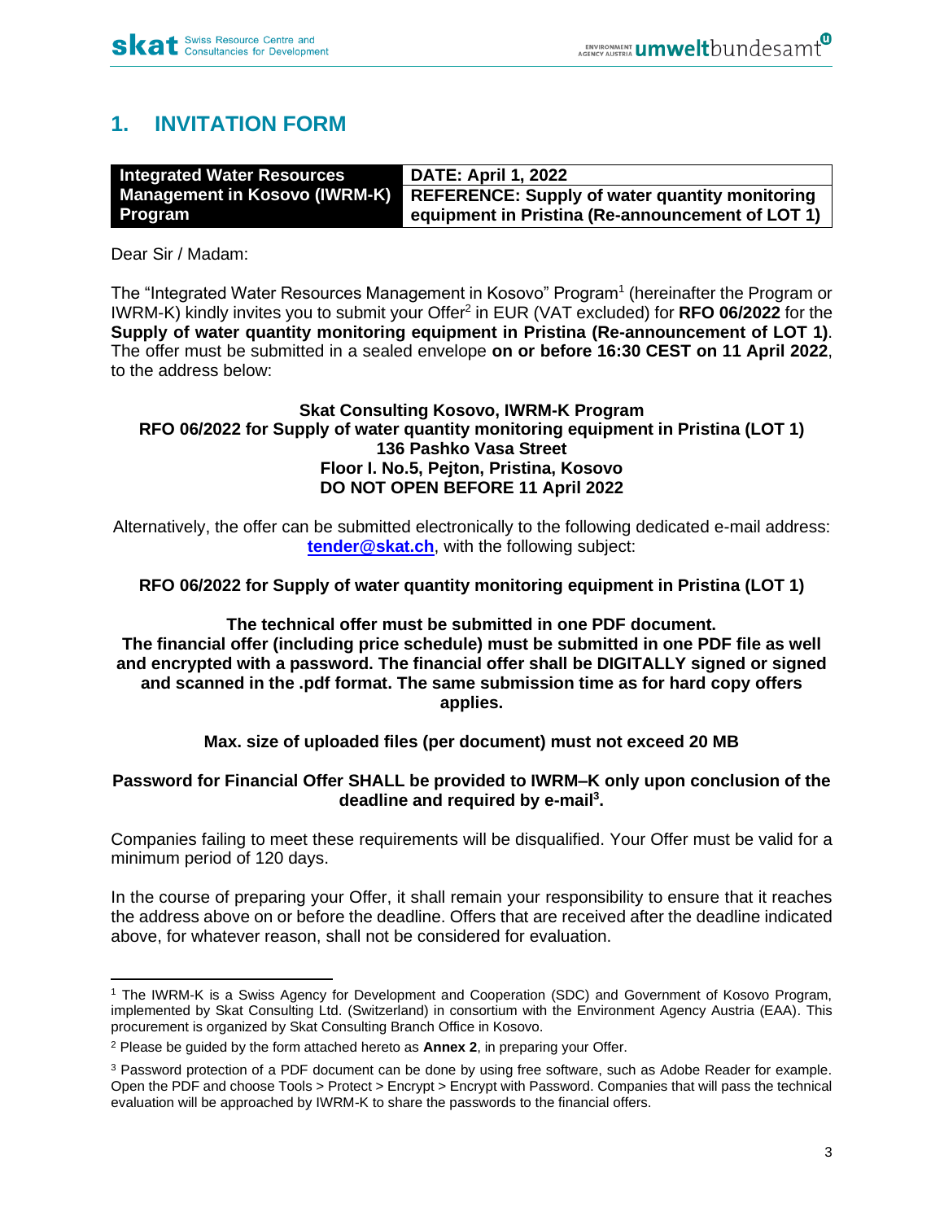# 1. INVITATION FORM

| Integrated Water Resources Management in Kosovo (IWRM-K) Program | DATE: April 1, 2022 |
| --- | --- |
| | REFERENCE: Supply of water quantity monitoring equipment in Pristina (Re-announcement of LOT 1) |

Dear Sir / Madam:

The "Integrated Water Resources Management in Kosovo" Program[1] (hereinafter the Program or IWRM-K) kindly invites you to submit your Offer[2] in EUR (VAT excluded) for **RFO 06/2022** for the **Supply of water quantity monitoring equipment in Pristina (Re-announcement of LOT 1)**. The offer must be submitted in a sealed envelope **on or before 16:30 CEST on 11 April 2022**, to the address below:

**Skat Consulting Kosovo, IWRM-K Program**
**RFO 06/2022 for Supply of water quantity monitoring equipment in Pristina (LOT 1)**
**136 Pashko Vasa Street**
**Floor I. No.5, Pejton, Pristina, Kosovo**
**DO NOT OPEN BEFORE 11 April 2022**

Alternatively, the offer can be submitted electronically to the following dedicated e-mail address: **tender@skat.ch**, with the following subject:

**RFO 06/2022 for Supply of water quantity monitoring equipment in Pristina (LOT 1)**

**The technical offer must be submitted in one PDF document.**
**The financial offer (including price schedule) must be submitted in one PDF file as well and encrypted with a password. The financial offer shall be DIGITALLY signed or signed and scanned in the .pdf format. The same submission time as for hard copy offers applies.**

**Max. size of uploaded files (per document) must not exceed 20 MB**

**Password for Financial Offer SHALL be provided to IWRM–K only upon conclusion of the deadline and required by e-mail[3].**

Companies failing to meet these requirements will be disqualified. Your Offer must be valid for a minimum period of 120 days.

In the course of preparing your Offer, it shall remain your responsibility to ensure that it reaches the address above on or before the deadline. Offers that are received after the deadline indicated above, for whatever reason, shall not be considered for evaluation.

---

[1] The IWRM-K is a Swiss Agency for Development and Cooperation (SDC) and Government of Kosovo Program, implemented by Skat Consulting Ltd. (Switzerland) in consortium with the Environment Agency Austria (EAA). This procurement is organized by Skat Consulting Branch Office in Kosovo.

[2] Please be guided by the form attached hereto as **Annex 2**, in preparing your Offer.

[3] Password protection of a PDF document can be done by using free software, such as Adobe Reader for example. Open the PDF and choose Tools > Protect > Encrypt > Encrypt with Password. Companies that will pass the technical evaluation will be approached by IWRM-K to share the passwords to the financial offers.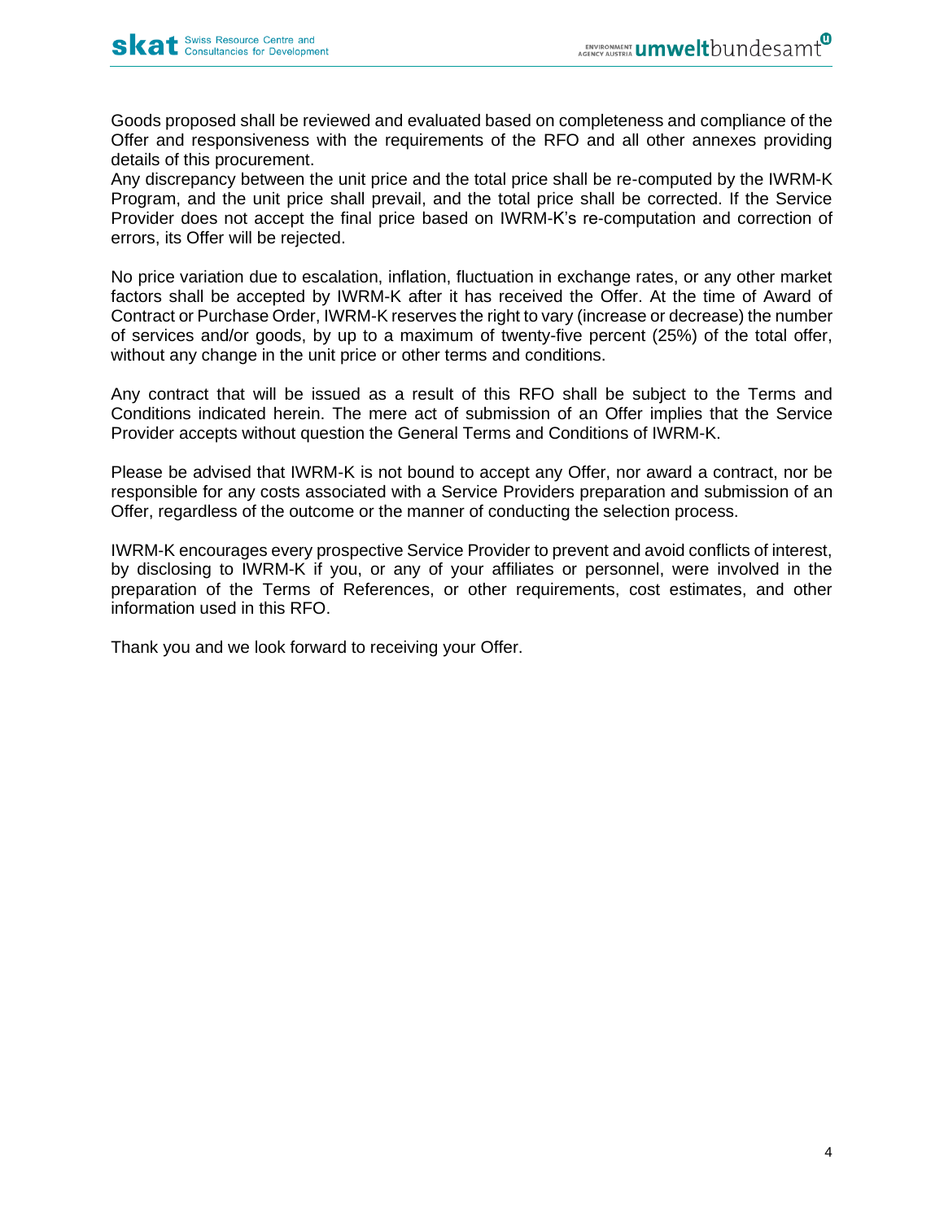Goods proposed shall be reviewed and evaluated based on completeness and compliance of the Offer and responsiveness with the requirements of the RFO and all other annexes providing details of this procurement.
Any discrepancy between the unit price and the total price shall be re-computed by the IWRM-K Program, and the unit price shall prevail, and the total price shall be corrected. If the Service Provider does not accept the final price based on IWRM-K's re-computation and correction of errors, its Offer will be rejected.

No price variation due to escalation, inflation, fluctuation in exchange rates, or any other market factors shall be accepted by IWRM-K after it has received the Offer. At the time of Award of Contract or Purchase Order, IWRM-K reserves the right to vary (increase or decrease) the number of services and/or goods, by up to a maximum of twenty-five percent (25%) of the total offer, without any change in the unit price or other terms and conditions.

Any contract that will be issued as a result of this RFO shall be subject to the Terms and Conditions indicated herein. The mere act of submission of an Offer implies that the Service Provider accepts without question the General Terms and Conditions of IWRM-K.

Please be advised that IWRM-K is not bound to accept any Offer, nor award a contract, nor be responsible for any costs associated with a Service Providers preparation and submission of an Offer, regardless of the outcome or the manner of conducting the selection process.

IWRM-K encourages every prospective Service Provider to prevent and avoid conflicts of interest, by disclosing to IWRM-K if you, or any of your affiliates or personnel, were involved in the preparation of the Terms of References, or other requirements, cost estimates, and other information used in this RFO.

Thank you and we look forward to receiving your Offer.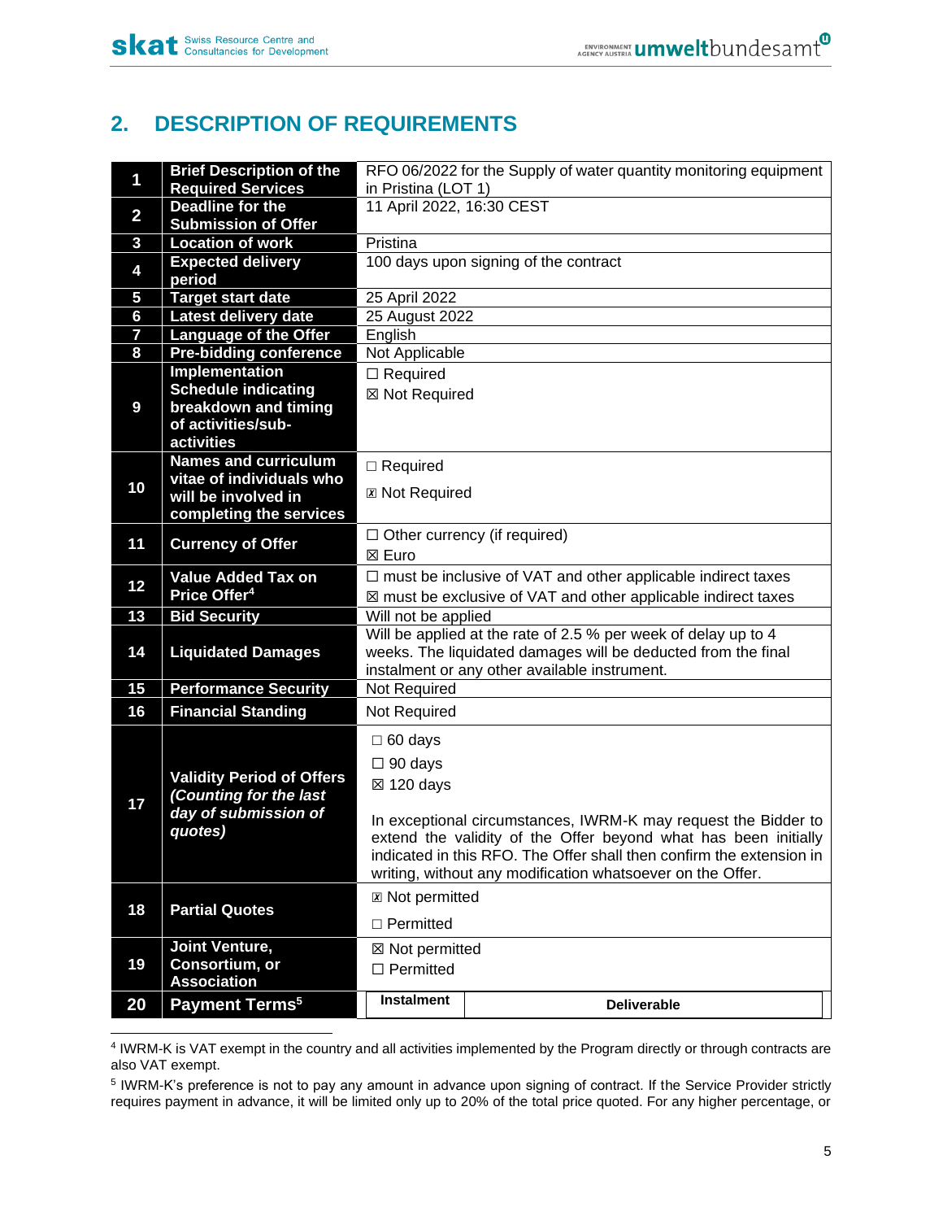## 2. DESCRIPTION OF REQUIREMENTS

| | | |
|---|---|---|
| **1** | **Brief Description of the Required Services** | RFO 06/2022 for the Supply of water quantity monitoring equipment in Pristina (LOT 1) |
| **2** | **Deadline for the Submission of Offer** | 11 April 2022, 16:30 CEST |
| **3** | **Location of work** | Pristina |
| **4** | **Expected delivery period** | 100 days upon signing of the contract |
| **5** | **Target start date** | 25 April 2022 |
| **6** | **Latest delivery date** | 25 August 2022 |
| **7** | **Language of the Offer** | English |
| **8** | **Pre-bidding conference** | Not Applicable |
| **9** | **Implementation Schedule indicating breakdown and timing of activities/sub-activities** | ☐ Required<br>☒ Not Required |
| **10** | **Names and curriculum vitae of individuals who will be involved in completing the services** | ☐ Required<br>☒ Not Required |
| **11** | **Currency of Offer** | ☐ Other currency (if required)<br>☒ Euro |
| **12** | **Value Added Tax on Price Offer[4]** | ☐ must be inclusive of VAT and other applicable indirect taxes<br>☒ must be exclusive of VAT and other applicable indirect taxes |
| **13** | **Bid Security** | Will not be applied |
| **14** | **Liquidated Damages** | Will be applied at the rate of 2.5 % per week of delay up to 4 weeks. The liquidated damages will be deducted from the final instalment or any other available instrument. |
| **15** | **Performance Security** | Not Required |
| **16** | **Financial Standing** | Not Required |
| **17** | **Validity Period of Offers *(Counting for the last day of submission of quotes)*** | ☐ 60 days<br>☐ 90 days<br>☒ 120 days<br><br>In exceptional circumstances, IWRM-K may request the Bidder to extend the validity of the Offer beyond what has been initially indicated in this RFO. The Offer shall then confirm the extension in writing, without any modification whatsoever on the Offer. |
| **18** | **Partial Quotes** | ☒ Not permitted<br>☐ Permitted |
| **19** | **Joint Venture, Consortium, or Association** | ☒ Not permitted<br>☐ Permitted |
| **20** | **Payment Terms[5]** | **Instalment** \| **Deliverable** |

[4] IWRM-K is VAT exempt in the country and all activities implemented by the Program directly or through contracts are also VAT exempt.

[5] IWRM-K's preference is not to pay any amount in advance upon signing of contract. If the Service Provider strictly requires payment in advance, it will be limited only up to 20% of the total price quoted. For any higher percentage, or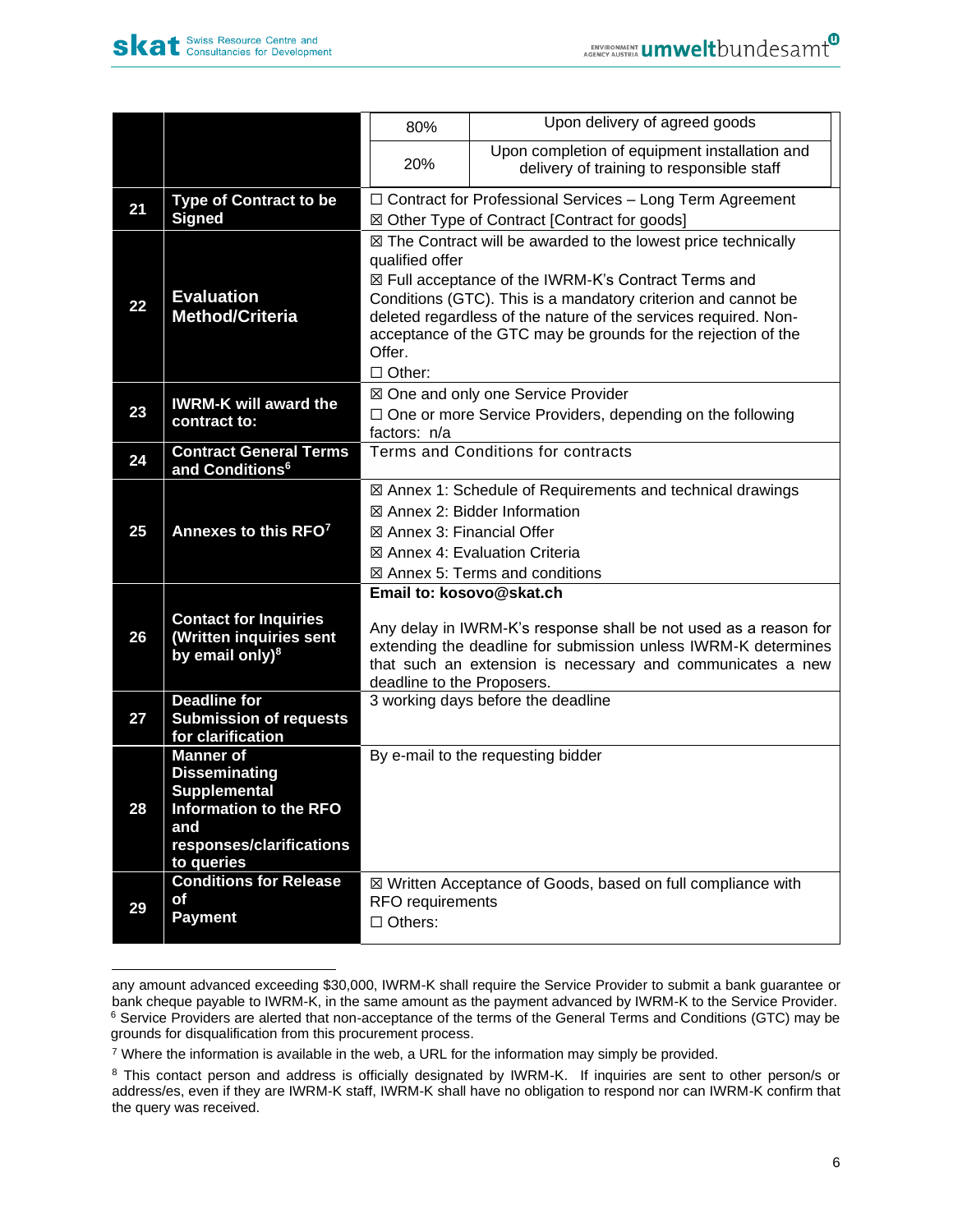| | | |
|---|---|---|
| | | 80% – Upon delivery of agreed goods<br>20% – Upon completion of equipment installation and delivery of training to responsible staff |
| **21** | **Type of Contract to be Signed** | ☐ Contract for Professional Services – Long Term Agreement<br>☒ Other Type of Contract [Contract for goods] |
| **22** | **Evaluation Method/Criteria** | ☒ The Contract will be awarded to the lowest price technically qualified offer<br>☒ Full acceptance of the IWRM-K's Contract Terms and Conditions (GTC). This is a mandatory criterion and cannot be deleted regardless of the nature of the services required. Non-acceptance of the GTC may be grounds for the rejection of the Offer.<br>☐ Other: |
| **23** | **IWRM-K will award the contract to:** | ☒ One and only one Service Provider<br>☐ One or more Service Providers, depending on the following factors: n/a |
| **24** | **Contract General Terms and Conditions**[6] | Terms and Conditions for contracts |
| **25** | **Annexes to this RFO**[7] | ☒ Annex 1: Schedule of Requirements and technical drawings<br>☒ Annex 2: Bidder Information<br>☒ Annex 3: Financial Offer<br>☒ Annex 4: Evaluation Criteria<br>☒ Annex 5: Terms and conditions |
| **26** | **Contact for Inquiries (Written inquiries sent by email only)**[8] | **Email to: kosovo@skat.ch**<br><br>Any delay in IWRM-K's response shall be not used as a reason for extending the deadline for submission unless IWRM-K determines that such an extension is necessary and communicates a new deadline to the Proposers. |
| **27** | **Deadline for Submission of requests for clarification** | 3 working days before the deadline |
| **28** | **Manner of Disseminating Supplemental Information to the RFO and responses/clarifications to queries** | By e-mail to the requesting bidder |
| **29** | **Conditions for Release of Payment** | ☒ Written Acceptance of Goods, based on full compliance with RFO requirements<br>☐ Others: |

any amount advanced exceeding $30,000, IWRM-K shall require the Service Provider to submit a bank guarantee or bank cheque payable to IWRM-K, in the same amount as the payment advanced by IWRM-K to the Service Provider.

[6] Service Providers are alerted that non-acceptance of the terms of the General Terms and Conditions (GTC) may be grounds for disqualification from this procurement process.

[7] Where the information is available in the web, a URL for the information may simply be provided.

[8] This contact person and address is officially designated by IWRM-K. If inquiries are sent to other person/s or address/es, even if they are IWRM-K staff, IWRM-K shall have no obligation to respond nor can IWRM-K confirm that the query was received.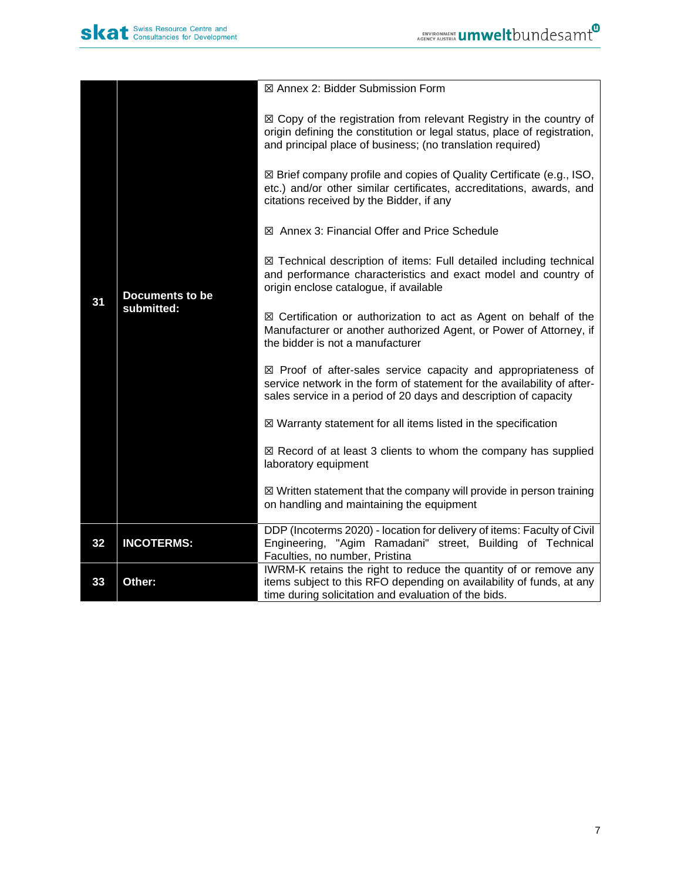| | | |
|---|---|---|
| 31 | **Documents to be submitted:** | ☒ Annex 2: Bidder Submission Form<br><br>☒ Copy of the registration from relevant Registry in the country of origin defining the constitution or legal status, place of registration, and principal place of business; (no translation required)<br><br>☒ Brief company profile and copies of Quality Certificate (e.g., ISO, etc.) and/or other similar certificates, accreditations, awards, and citations received by the Bidder, if any<br><br>☒ Annex 3: Financial Offer and Price Schedule<br><br>☒ Technical description of items: Full detailed including technical and performance characteristics and exact model and country of origin enclose catalogue, if available<br><br>☒ Certification or authorization to act as Agent on behalf of the Manufacturer or another authorized Agent, or Power of Attorney, if the bidder is not a manufacturer<br><br>☒ Proof of after-sales service capacity and appropriateness of service network in the form of statement for the availability of after-sales service in a period of 20 days and description of capacity<br><br>☒ Warranty statement for all items listed in the specification<br><br>☒ Record of at least 3 clients to whom the company has supplied laboratory equipment<br><br>☒ Written statement that the company will provide in person training on handling and maintaining the equipment |
| 32 | **INCOTERMS:** | DDP (Incoterms 2020) - location for delivery of items: Faculty of Civil Engineering, "Agim Ramadani" street, Building of Technical Faculties, no number, Pristina |
| 33 | **Other:** | IWRM-K retains the right to reduce the quantity of or remove any items subject to this RFO depending on availability of funds, at any time during solicitation and evaluation of the bids. |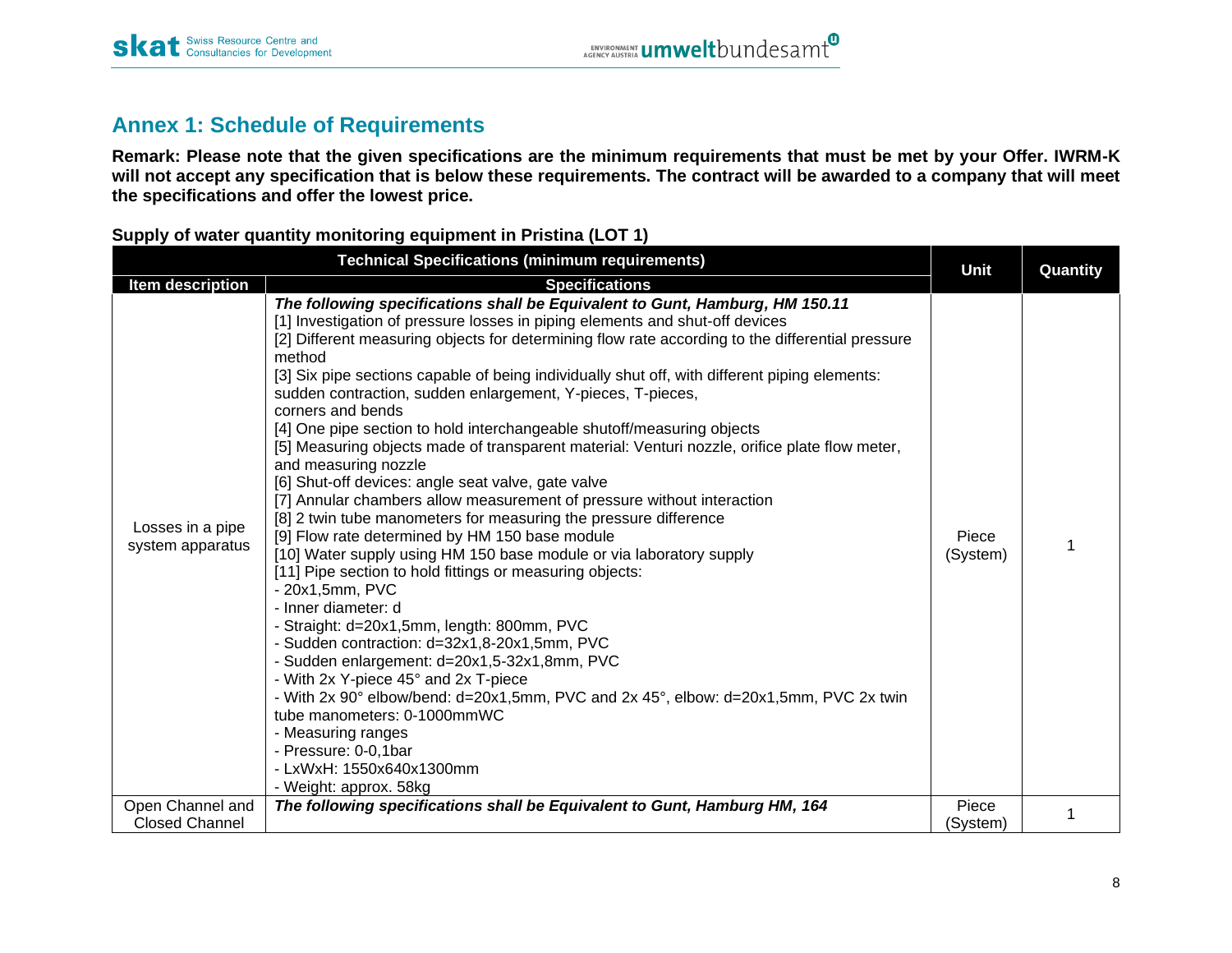## Annex 1: Schedule of Requirements

**Remark: Please note that the given specifications are the minimum requirements that must be met by your Offer. IWRM-K will not accept any specification that is below these requirements. The contract will be awarded to a company that will meet the specifications and offer the lowest price.**

**Supply of water quantity monitoring equipment in Pristina (LOT 1)**

| Technical Specifications (minimum requirements) | | Unit | Quantity |
|---|---|---|---|
| **Item description** | **Specifications** | | |
| Losses in a pipe system apparatus | ***The following specifications shall be Equivalent to Gunt, Hamburg, HM 150.11***<br>[1] Investigation of pressure losses in piping elements and shut-off devices<br>[2] Different measuring objects for determining flow rate according to the differential pressure method<br>[3] Six pipe sections capable of being individually shut off, with different piping elements: sudden contraction, sudden enlargement, Y-pieces, T-pieces, corners and bends<br>[4] One pipe section to hold interchangeable shutoff/measuring objects<br>[5] Measuring objects made of transparent material: Venturi nozzle, orifice plate flow meter, and measuring nozzle<br>[6] Shut-off devices: angle seat valve, gate valve<br>[7] Annular chambers allow measurement of pressure without interaction<br>[8] 2 twin tube manometers for measuring the pressure difference<br>[9] Flow rate determined by HM 150 base module<br>[10] Water supply using HM 150 base module or via laboratory supply<br>[11] Pipe section to hold fittings or measuring objects:<br>- 20x1,5mm, PVC<br>- Inner diameter: d<br>- Straight: d=20x1,5mm, length: 800mm, PVC<br>- Sudden contraction: d=32x1,8-20x1,5mm, PVC<br>- Sudden enlargement: d=20x1,5-32x1,8mm, PVC<br>- With 2x Y-piece 45° and 2x T-piece<br>- With 2x 90° elbow/bend: d=20x1,5mm, PVC and 2x 45°, elbow: d=20x1,5mm, PVC 2x twin tube manometers: 0-1000mmWC<br>- Measuring ranges<br>- Pressure: 0-0,1bar<br>- LxWxH: 1550x640x1300mm<br>- Weight: approx. 58kg | Piece (System) | 1 |
| Open Channel and Closed Channel | ***The following specifications shall be Equivalent to Gunt, Hamburg HM, 164*** | Piece (System) | 1 |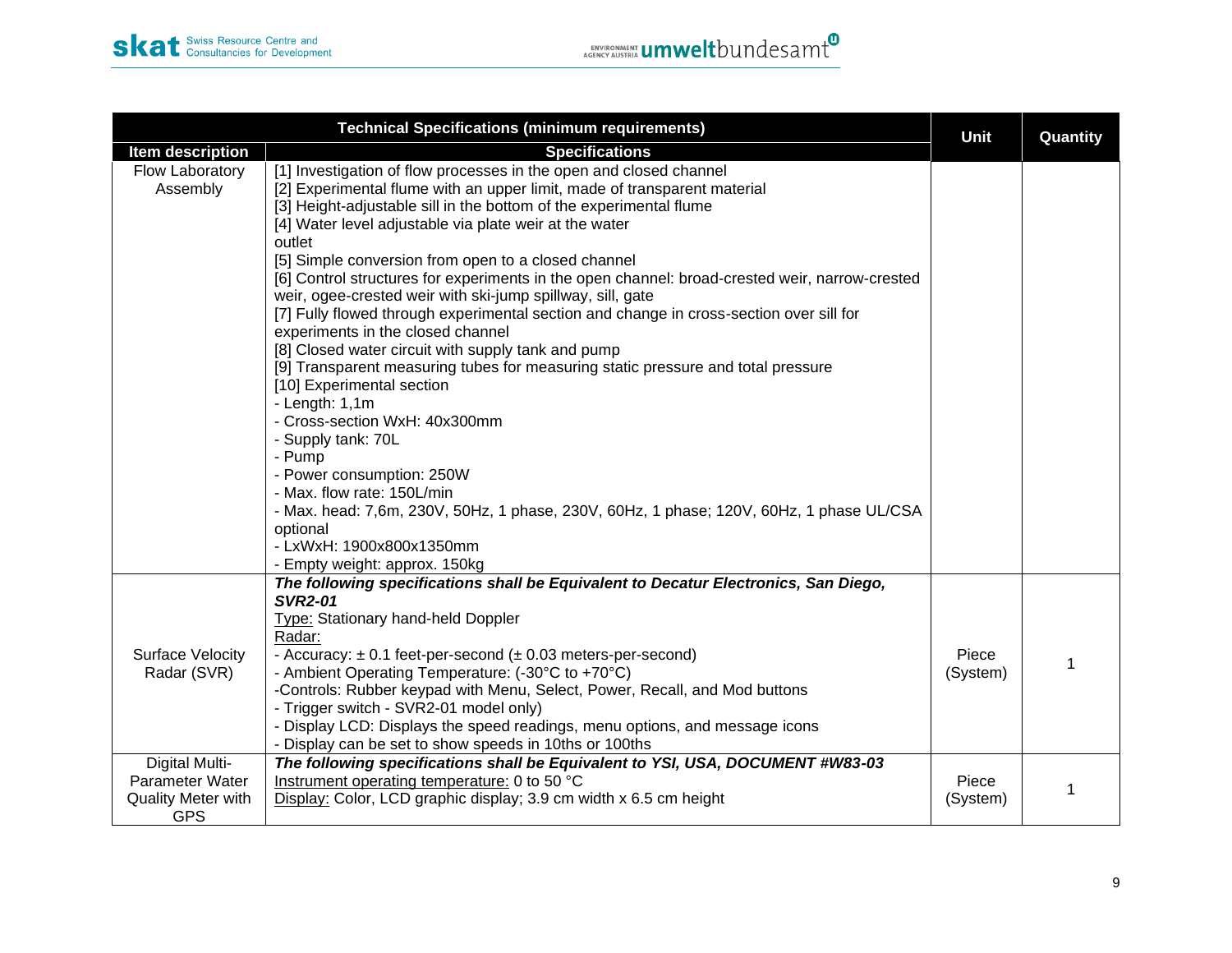| Technical Specifications (minimum requirements) | | Unit | Quantity |
|---|---|---|---|
| **Item description** | **Specifications** | | |
| Flow Laboratory Assembly | [1] Investigation of flow processes in the open and closed channel<br>[2] Experimental flume with an upper limit, made of transparent material<br>[3] Height-adjustable sill in the bottom of the experimental flume<br>[4] Water level adjustable via plate weir at the water outlet<br>[5] Simple conversion from open to a closed channel<br>[6] Control structures for experiments in the open channel: broad-crested weir, narrow-crested weir, ogee-crested weir with ski-jump spillway, sill, gate<br>[7] Fully flowed through experimental section and change in cross-section over sill for experiments in the closed channel<br>[8] Closed water circuit with supply tank and pump<br>[9] Transparent measuring tubes for measuring static pressure and total pressure<br>[10] Experimental section<br>- Length: 1,1m<br>- Cross-section WxH: 40x300mm<br>- Supply tank: 70L<br>- Pump<br>- Power consumption: 250W<br>- Max. flow rate: 150L/min<br>- Max. head: 7,6m, 230V, 50Hz, 1 phase, 230V, 60Hz, 1 phase; 120V, 60Hz, 1 phase UL/CSA optional<br>- LxWxH: 1900x800x1350mm<br>- Empty weight: approx. 150kg | | |
| Surface Velocity Radar (SVR) | ***The following specifications shall be Equivalent to Decatur Electronics, San Diego, SVR2-01***<br>Type: Stationary hand-held Doppler<br>Radar:<br>- Accuracy: ± 0.1 feet-per-second (± 0.03 meters-per-second)<br>- Ambient Operating Temperature: (-30°C to +70°C)<br>-Controls: Rubber keypad with Menu, Select, Power, Recall, and Mod buttons<br>- Trigger switch - SVR2-01 model only)<br>- Display LCD: Displays the speed readings, menu options, and message icons<br>- Display can be set to show speeds in 10ths or 100ths | Piece (System) | 1 |
| Digital Multi-Parameter Water Quality Meter with GPS | ***The following specifications shall be Equivalent to YSI, USA, DOCUMENT #W83-03***<br>Instrument operating temperature: 0 to 50 °C<br>Display: Color, LCD graphic display; 3.9 cm width x 6.5 cm height | Piece (System) | 1 |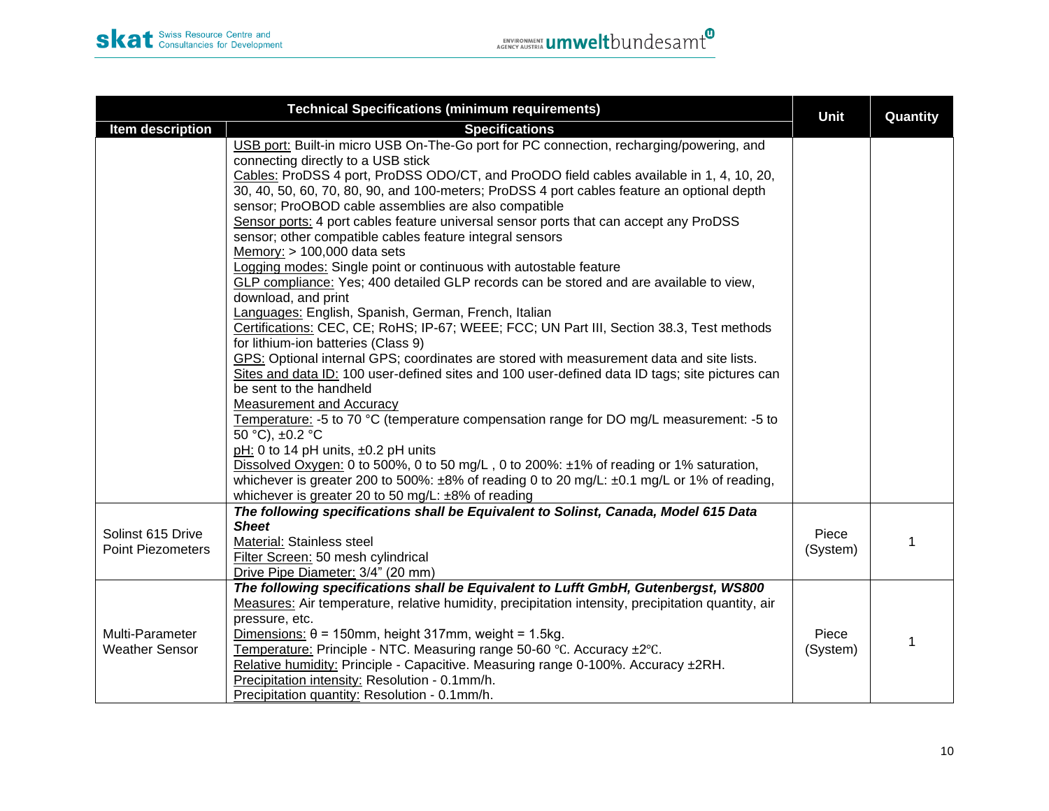| Technical Specifications (minimum requirements) | | Unit | Quantity |
|---|---|---|---|
| **Item description** | **Specifications** | | |
| | USB port: Built-in micro USB On-The-Go port for PC connection, recharging/powering, and connecting directly to a USB stick<br>Cables: ProDSS 4 port, ProDSS ODO/CT, and ProODO field cables available in 1, 4, 10, 20, 30, 40, 50, 60, 70, 80, 90, and 100-meters; ProDSS 4 port cables feature an optional depth sensor; ProOBOD cable assemblies are also compatible<br>Sensor ports: 4 port cables feature universal sensor ports that can accept any ProDSS sensor; other compatible cables feature integral sensors<br>Memory: > 100,000 data sets<br>Logging modes: Single point or continuous with autostable feature<br>GLP compliance: Yes; 400 detailed GLP records can be stored and are available to view, download, and print<br>Languages: English, Spanish, German, French, Italian<br>Certifications: CEC, CE; RoHS; IP-67; WEEE; FCC; UN Part III, Section 38.3, Test methods for lithium-ion batteries (Class 9)<br>GPS: Optional internal GPS; coordinates are stored with measurement data and site lists.<br>Sites and data ID: 100 user-defined sites and 100 user-defined data ID tags; site pictures can be sent to the handheld<br>Measurement and Accuracy<br>Temperature: -5 to 70 °C (temperature compensation range for DO mg/L measurement: -5 to 50 °C), ±0.2 °C<br>pH: 0 to 14 pH units, ±0.2 pH units<br>Dissolved Oxygen: 0 to 500%, 0 to 50 mg/L , 0 to 200%: ±1% of reading or 1% saturation, whichever is greater 200 to 500%: ±8% of reading 0 to 20 mg/L: ±0.1 mg/L or 1% of reading, whichever is greater 20 to 50 mg/L: ±8% of reading | | |
| Solinst 615 Drive Point Piezometers | ***The following specifications shall be Equivalent to Solinst, Canada, Model 615 Data Sheet***<br>Material: Stainless steel<br>Filter Screen: 50 mesh cylindrical<br>Drive Pipe Diameter: 3/4" (20 mm) | Piece (System) | 1 |
| Multi-Parameter Weather Sensor | ***The following specifications shall be Equivalent to Lufft GmbH, Gutenbergst, WS800***<br>Measures: Air temperature, relative humidity, precipitation intensity, precipitation quantity, air pressure, etc.<br>Dimensions: θ = 150mm, height 317mm, weight = 1.5kg.<br>Temperature: Principle - NTC. Measuring range 50-60 ℃. Accuracy ±2℃.<br>Relative humidity: Principle - Capacitive. Measuring range 0-100%. Accuracy ±2RH.<br>Precipitation intensity: Resolution - 0.1mm/h.<br>Precipitation quantity: Resolution - 0.1mm/h. | Piece (System) | 1 |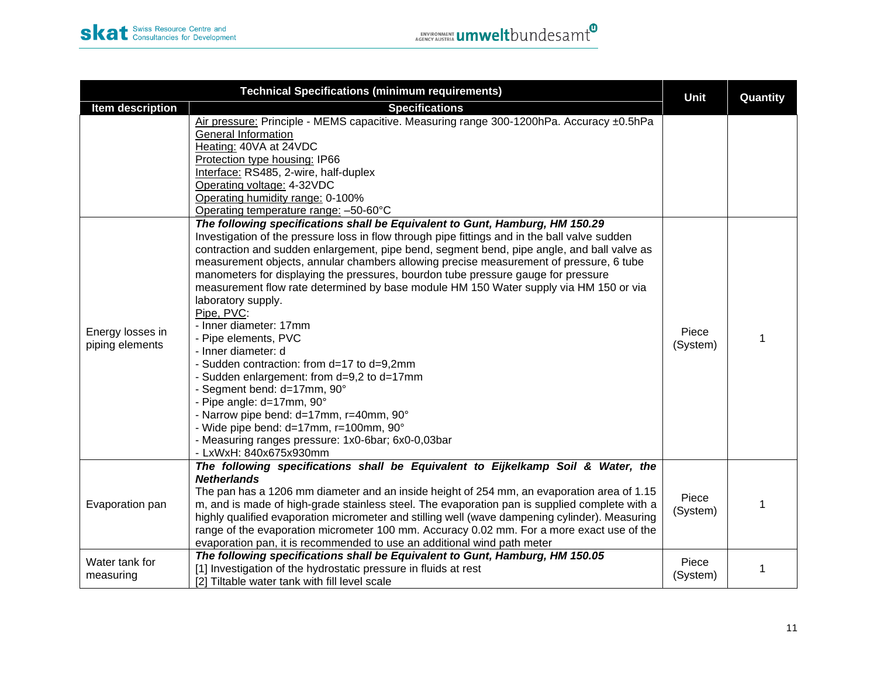| Technical Specifications (minimum requirements) | | Unit | Quantity |
|---|---|---|---|
| Item description | Specifications | | |
| | Air pressure: Principle - MEMS capacitive. Measuring range 300-1200hPa. Accuracy ±0.5hPa<br>General Information<br>Heating: 40VA at 24VDC<br>Protection type housing: IP66<br>Interface: RS485, 2-wire, half-duplex<br>Operating voltage: 4-32VDC<br>Operating humidity range: 0-100%<br>Operating temperature range: –50-60°C | | |
| Energy losses in piping elements | ***The following specifications shall be Equivalent to Gunt, Hamburg, HM 150.29***<br>Investigation of the pressure loss in flow through pipe fittings and in the ball valve sudden contraction and sudden enlargement, pipe bend, segment bend, pipe angle, and ball valve as measurement objects, annular chambers allowing precise measurement of pressure, 6 tube manometers for displaying the pressures, bourdon tube pressure gauge for pressure measurement flow rate determined by base module HM 150 Water supply via HM 150 or via laboratory supply.<br>Pipe, PVC:<br>- Inner diameter: 17mm<br>- Pipe elements, PVC<br>- Inner diameter: d<br>- Sudden contraction: from d=17 to d=9,2mm<br>- Sudden enlargement: from d=9,2 to d=17mm<br>- Segment bend: d=17mm, 90°<br>- Pipe angle: d=17mm, 90°<br>- Narrow pipe bend: d=17mm, r=40mm, 90°<br>- Wide pipe bend: d=17mm, r=100mm, 90°<br>- Measuring ranges pressure: 1x0-6bar; 6x0-0,03bar<br>- LxWxH: 840x675x930mm | Piece (System) | 1 |
| Evaporation pan | ***The following specifications shall be Equivalent to Eijkelkamp Soil & Water, the Netherlands***<br>The pan has a 1206 mm diameter and an inside height of 254 mm, an evaporation area of 1.15 m, and is made of high-grade stainless steel. The evaporation pan is supplied complete with a highly qualified evaporation micrometer and stilling well (wave dampening cylinder). Measuring range of the evaporation micrometer 100 mm. Accuracy 0.02 mm. For a more exact use of the evaporation pan, it is recommended to use an additional wind path meter | Piece (System) | 1 |
| Water tank for measuring | ***The following specifications shall be Equivalent to Gunt, Hamburg, HM 150.05***<br>[1] Investigation of the hydrostatic pressure in fluids at rest<br>[2] Tiltable water tank with fill level scale | Piece (System) | 1 |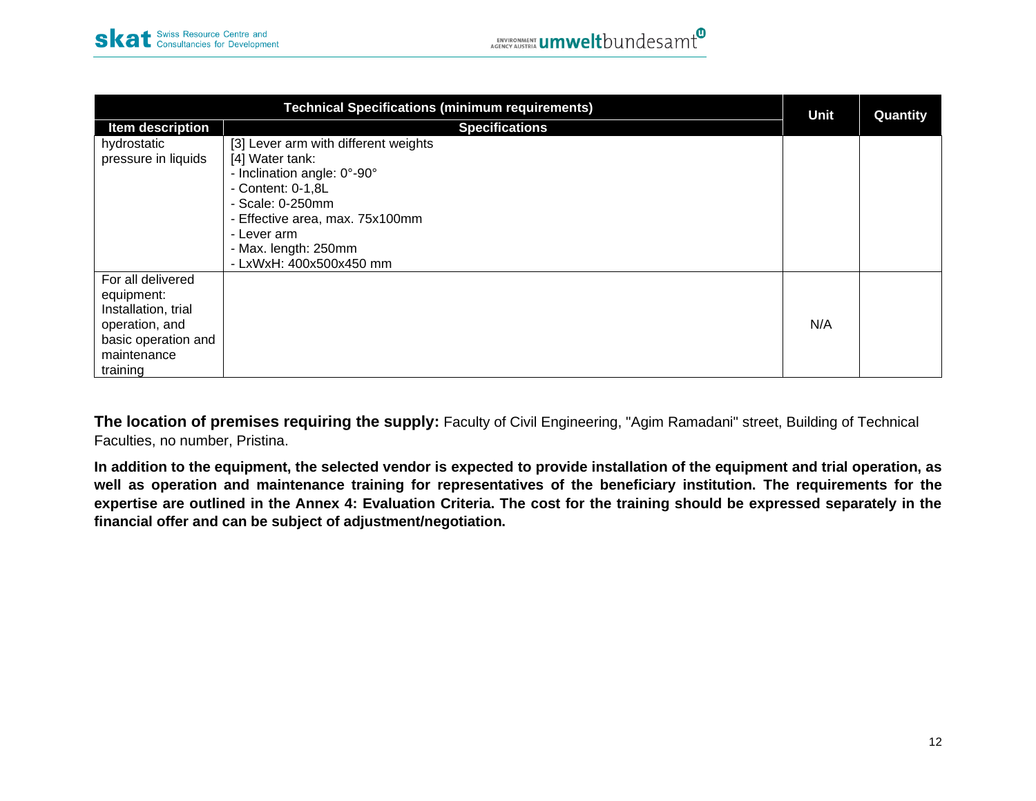| Technical Specifications (minimum requirements) | | Unit | Quantity |
|---|---|---|---|
| Item description | Specifications | | |
| hydrostatic pressure in liquids | [3] Lever arm with different weights<br>[4] Water tank:<br>- Inclination angle: 0°-90°<br>- Content: 0-1,8L<br>- Scale: 0-250mm<br>- Effective area, max. 75x100mm<br>- Lever arm<br>- Max. length: 250mm<br>- LxWxH: 400x500x450 mm | | |
| For all delivered equipment: Installation, trial operation, and basic operation and maintenance training | | N/A | |

**The location of premises requiring the supply:** Faculty of Civil Engineering, "Agim Ramadani" street, Building of Technical Faculties, no number, Pristina.

**In addition to the equipment, the selected vendor is expected to provide installation of the equipment and trial operation, as well as operation and maintenance training for representatives of the beneficiary institution. The requirements for the expertise are outlined in the Annex 4: Evaluation Criteria. The cost for the training should be expressed separately in the financial offer and can be subject of adjustment/negotiation.**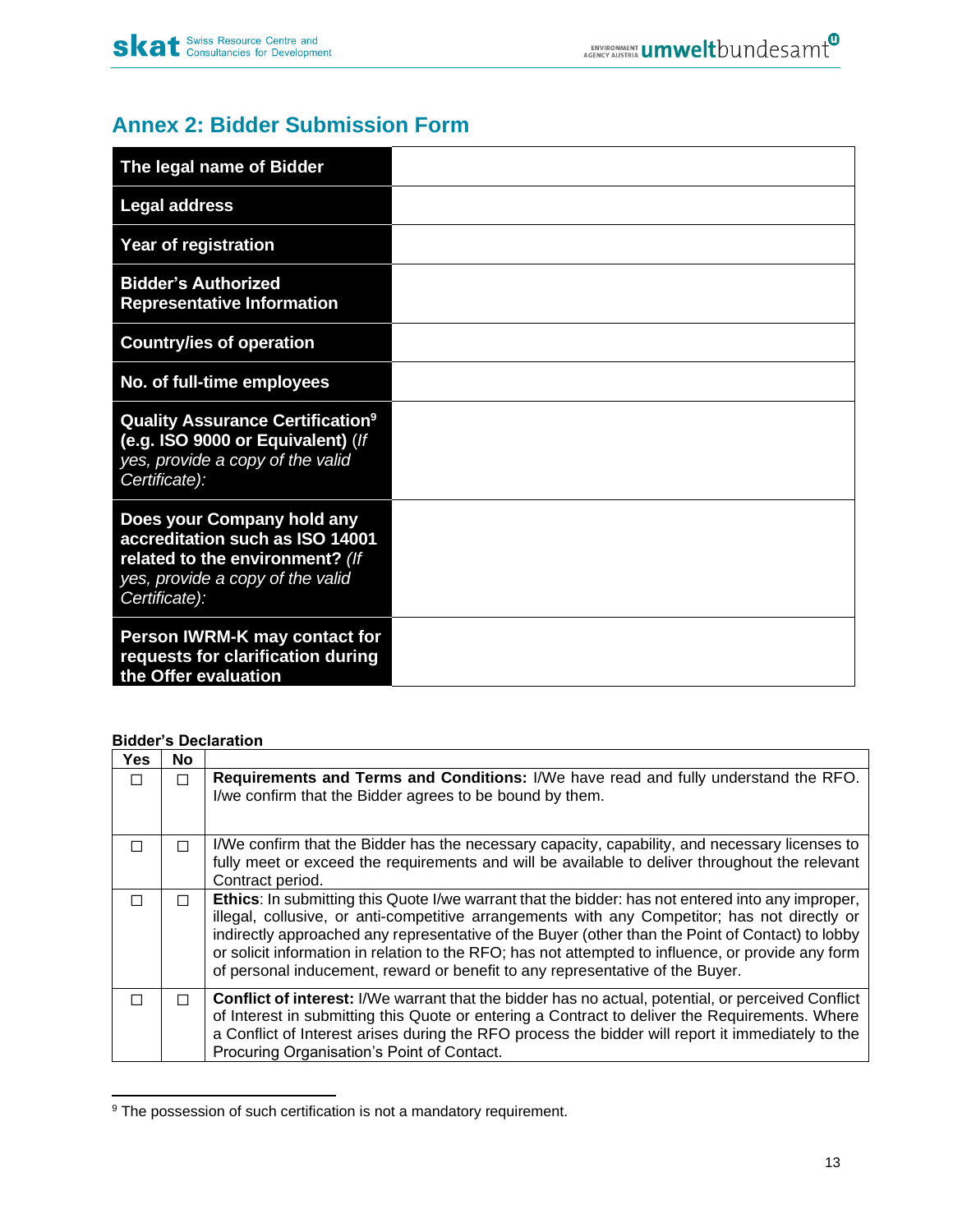## Annex 2: Bidder Submission Form

| | |
|---|---|
| **The legal name of Bidder** | |
| **Legal address** | |
| **Year of registration** | |
| **Bidder's Authorized Representative Information** | |
| **Country/ies of operation** | |
| **No. of full-time employees** | |
| **Quality Assurance Certification[9] (e.g. ISO 9000 or Equivalent)** *(If yes, provide a copy of the valid Certificate):* | |
| **Does your Company hold any accreditation such as ISO 14001 related to the environment?** *(If yes, provide a copy of the valid Certificate):* | |
| **Person IWRM-K may contact for requests for clarification during the Offer evaluation** | |

**Bidder's Declaration**

| Yes | No | |
|---|---|---|
| ☐ | ☐ | **Requirements and Terms and Conditions:** I/We have read and fully understand the RFO. I/we confirm that the Bidder agrees to be bound by them. |
| ☐ | ☐ | I/We confirm that the Bidder has the necessary capacity, capability, and necessary licenses to fully meet or exceed the requirements and will be available to deliver throughout the relevant Contract period. |
| ☐ | ☐ | **Ethics**: In submitting this Quote I/we warrant that the bidder: has not entered into any improper, illegal, collusive, or anti-competitive arrangements with any Competitor; has not directly or indirectly approached any representative of the Buyer (other than the Point of Contact) to lobby or solicit information in relation to the RFO; has not attempted to influence, or provide any form of personal inducement, reward or benefit to any representative of the Buyer. |
| ☐ | ☐ | **Conflict of interest:** I/We warrant that the bidder has no actual, potential, or perceived Conflict of Interest in submitting this Quote or entering a Contract to deliver the Requirements. Where a Conflict of Interest arises during the RFO process the bidder will report it immediately to the Procuring Organisation's Point of Contact. |

[9] The possession of such certification is not a mandatory requirement.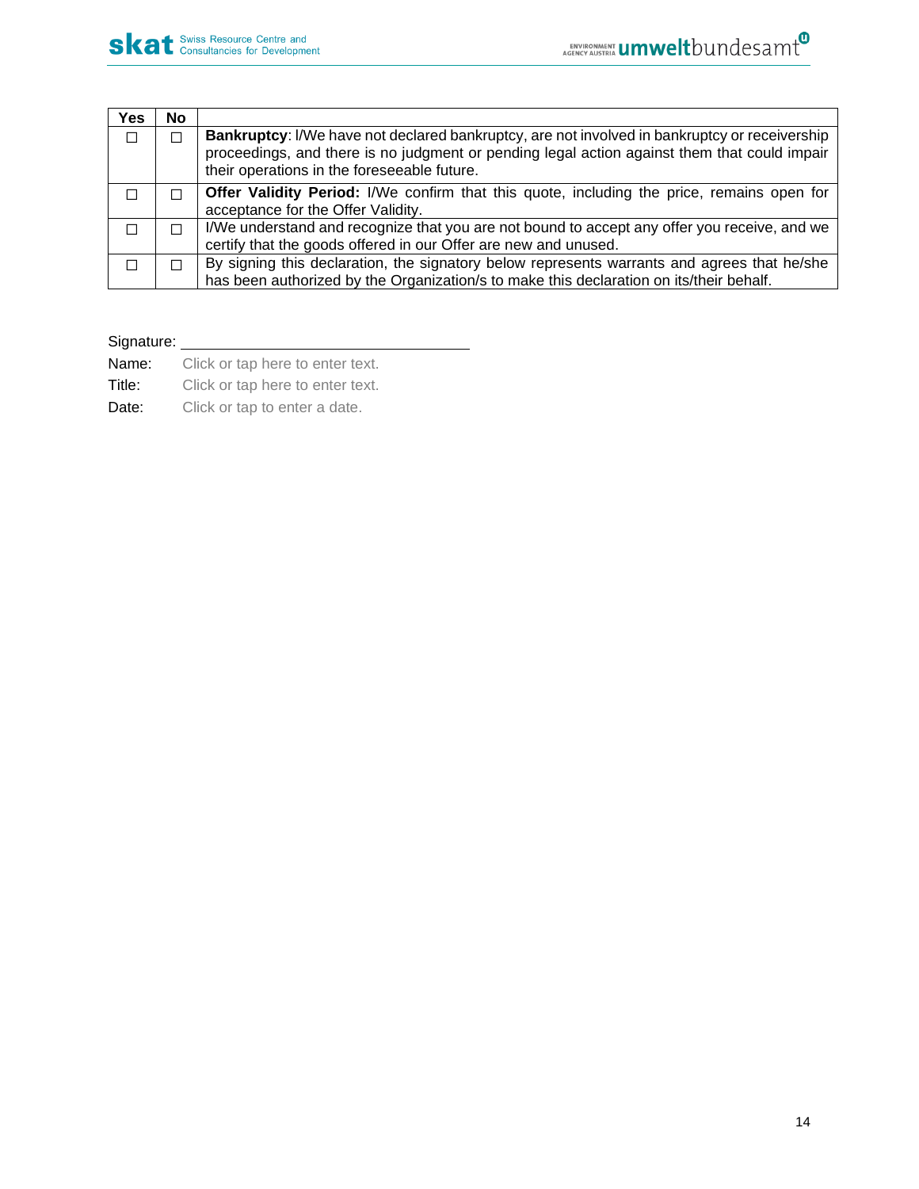| Yes | No | |
|---|---|---|
| ☐ | ☐ | **Bankruptcy**: I/We have not declared bankruptcy, are not involved in bankruptcy or receivership proceedings, and there is no judgment or pending legal action against them that could impair their operations in the foreseeable future. |
| ☐ | ☐ | **Offer Validity Period:** I/We confirm that this quote, including the price, remains open for acceptance for the Offer Validity. |
| ☐ | ☐ | I/We understand and recognize that you are not bound to accept any offer you receive, and we certify that the goods offered in our Offer are new and unused. |
| ☐ | ☐ | By signing this declaration, the signatory below represents warrants and agrees that he/she has been authorized by the Organization/s to make this declaration on its/their behalf. |

Signature: ______________________________

Name: Click or tap here to enter text.

Title: Click or tap here to enter text.

Date: Click or tap to enter a date.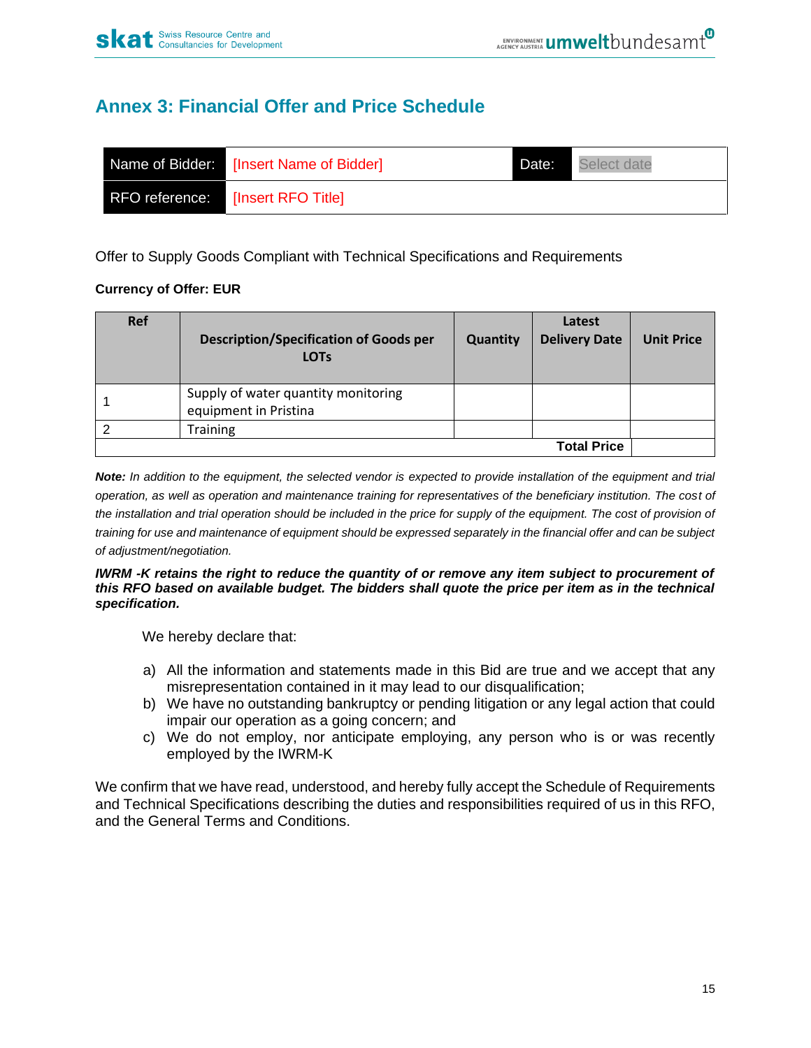## Annex 3: Financial Offer and Price Schedule

| Name of Bidder: | [Insert Name of Bidder] | Date: | Select date |
|---|---|---|---|
| RFO reference: | [Insert RFO Title] | | |

Offer to Supply Goods Compliant with Technical Specifications and Requirements

**Currency of Offer: EUR**

| Ref | Description/Specification of Goods per LOTs | Quantity | Latest Delivery Date | Unit Price |
|---|---|---|---|---|
| 1 | Supply of water quantity monitoring equipment in Pristina | | | |
| 2 | Training | | | |
| | | | **Total Price** | |

***Note:*** *In addition to the equipment, the selected vendor is expected to provide installation of the equipment and trial operation, as well as operation and maintenance training for representatives of the beneficiary institution. The cost of the installation and trial operation should be included in the price for supply of the equipment. The cost of provision of training for use and maintenance of equipment should be expressed separately in the financial offer and can be subject of adjustment/negotiation.*

***IWRM -K retains the right to reduce the quantity of or remove any item subject to procurement of this RFO based on available budget. The bidders shall quote the price per item as in the technical specification.***

We hereby declare that:

a) All the information and statements made in this Bid are true and we accept that any misrepresentation contained in it may lead to our disqualification;
b) We have no outstanding bankruptcy or pending litigation or any legal action that could impair our operation as a going concern; and
c) We do not employ, nor anticipate employing, any person who is or was recently employed by the IWRM-K

We confirm that we have read, understood, and hereby fully accept the Schedule of Requirements and Technical Specifications describing the duties and responsibilities required of us in this RFO, and the General Terms and Conditions.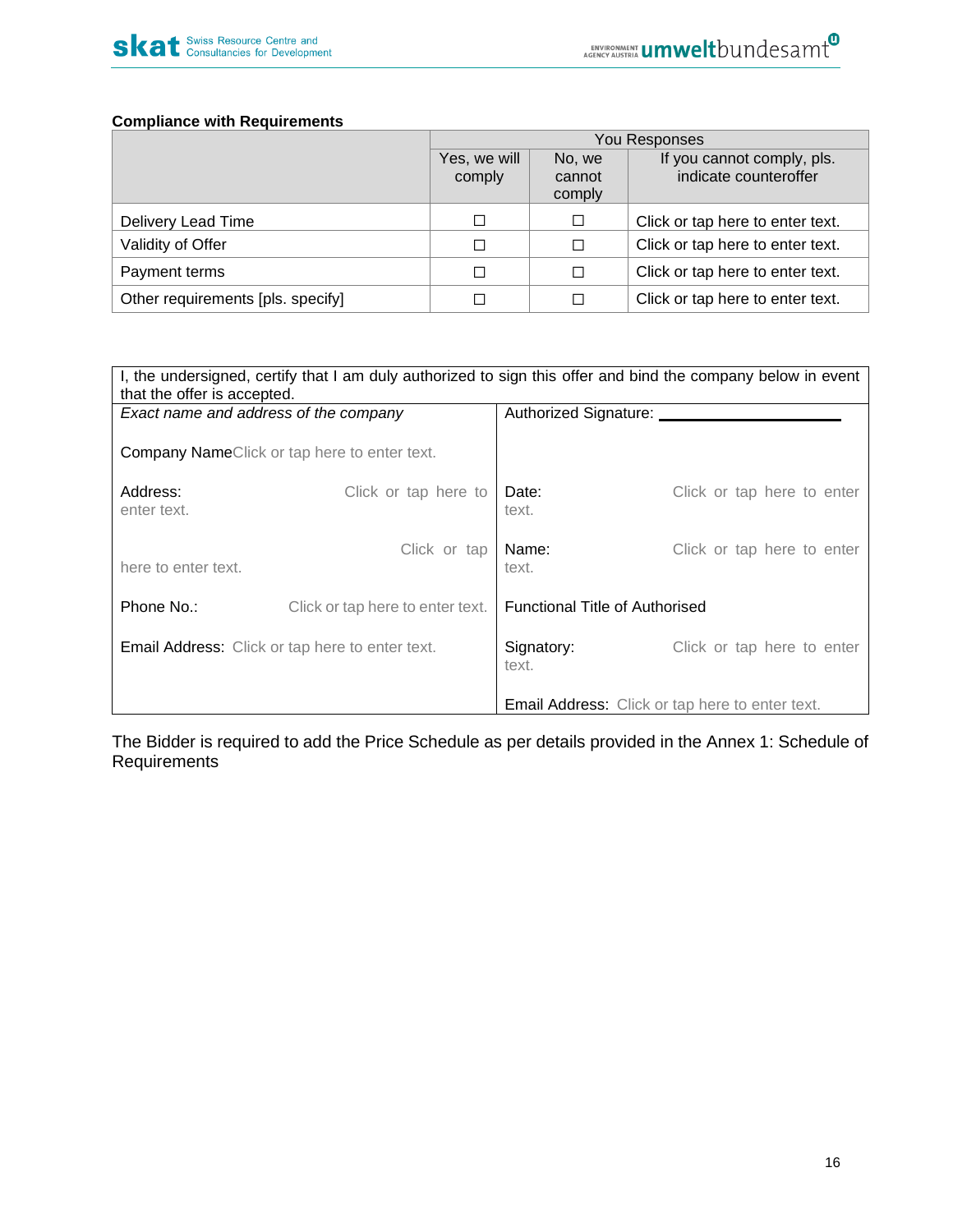**Compliance with Requirements**

| | You Responses | | |
|---|---|---|---|
| | Yes, we will comply | No, we cannot comply | If you cannot comply, pls. indicate counteroffer |
| Delivery Lead Time | ☐ | ☐ | Click or tap here to enter text. |
| Validity of Offer | ☐ | ☐ | Click or tap here to enter text. |
| Payment terms | ☐ | ☐ | Click or tap here to enter text. |
| Other requirements [pls. specify] | ☐ | ☐ | Click or tap here to enter text. |

| I, the undersigned, certify that I am duly authorized to sign this offer and bind the company below in event that the offer is accepted. | |
|---|---|
| *Exact name and address of the company* | Authorized Signature: ______________ |
| Company Name Click or tap here to enter text. | |
| Address: Click or tap here to enter text. | Date: Click or tap here to enter text. |
| Click or tap here to enter text. | Name: Click or tap here to enter text. |
| Phone No.: Click or tap here to enter text. | Functional Title of Authorised |
| Email Address: Click or tap here to enter text. | Signatory: Click or tap here to enter text. |
| | Email Address: Click or tap here to enter text. |

The Bidder is required to add the Price Schedule as per details provided in the Annex 1: Schedule of Requirements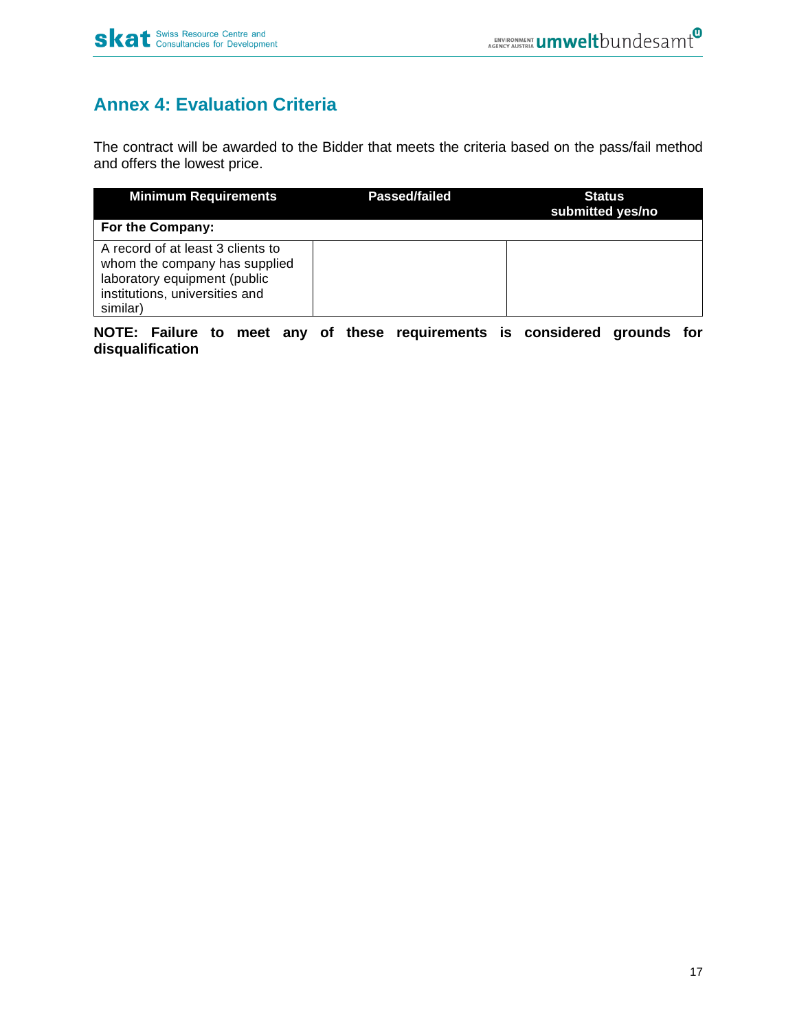## Annex 4: Evaluation Criteria

The contract will be awarded to the Bidder that meets the criteria based on the pass/fail method and offers the lowest price.

| Minimum Requirements | Passed/failed | Status submitted yes/no |
|---|---|---|
| **For the Company:** | | |
| A record of at least 3 clients to whom the company has supplied laboratory equipment (public institutions, universities and similar) | | |

**NOTE: Failure to meet any of these requirements is considered grounds for disqualification**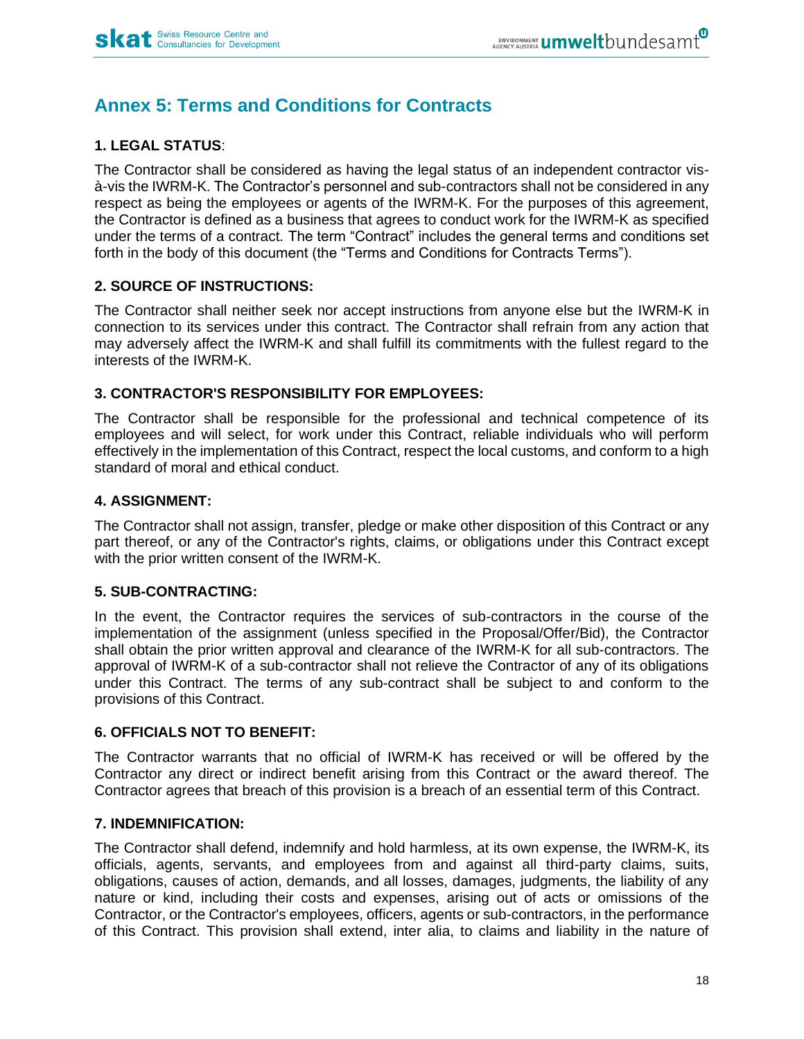# Annex 5: Terms and Conditions for Contracts

**1. LEGAL STATUS**:

The Contractor shall be considered as having the legal status of an independent contractor vis-à-vis the IWRM-K. The Contractor's personnel and sub-contractors shall not be considered in any respect as being the employees or agents of the IWRM-K. For the purposes of this agreement, the Contractor is defined as a business that agrees to conduct work for the IWRM-K as specified under the terms of a contract. The term "Contract" includes the general terms and conditions set forth in the body of this document (the "Terms and Conditions for Contracts Terms").

**2. SOURCE OF INSTRUCTIONS:**

The Contractor shall neither seek nor accept instructions from anyone else but the IWRM-K in connection to its services under this contract. The Contractor shall refrain from any action that may adversely affect the IWRM-K and shall fulfill its commitments with the fullest regard to the interests of the IWRM-K.

**3. CONTRACTOR'S RESPONSIBILITY FOR EMPLOYEES:**

The Contractor shall be responsible for the professional and technical competence of its employees and will select, for work under this Contract, reliable individuals who will perform effectively in the implementation of this Contract, respect the local customs, and conform to a high standard of moral and ethical conduct.

**4. ASSIGNMENT:**

The Contractor shall not assign, transfer, pledge or make other disposition of this Contract or any part thereof, or any of the Contractor's rights, claims, or obligations under this Contract except with the prior written consent of the IWRM-K.

**5. SUB-CONTRACTING:**

In the event, the Contractor requires the services of sub-contractors in the course of the implementation of the assignment (unless specified in the Proposal/Offer/Bid), the Contractor shall obtain the prior written approval and clearance of the IWRM-K for all sub-contractors. The approval of IWRM-K of a sub-contractor shall not relieve the Contractor of any of its obligations under this Contract. The terms of any sub-contract shall be subject to and conform to the provisions of this Contract.

**6. OFFICIALS NOT TO BENEFIT:**

The Contractor warrants that no official of IWRM-K has received or will be offered by the Contractor any direct or indirect benefit arising from this Contract or the award thereof. The Contractor agrees that breach of this provision is a breach of an essential term of this Contract.

**7. INDEMNIFICATION:**

The Contractor shall defend, indemnify and hold harmless, at its own expense, the IWRM-K, its officials, agents, servants, and employees from and against all third-party claims, suits, obligations, causes of action, demands, and all losses, damages, judgments, the liability of any nature or kind, including their costs and expenses, arising out of acts or omissions of the Contractor, or the Contractor's employees, officers, agents or sub-contractors, in the performance of this Contract. This provision shall extend, inter alia, to claims and liability in the nature of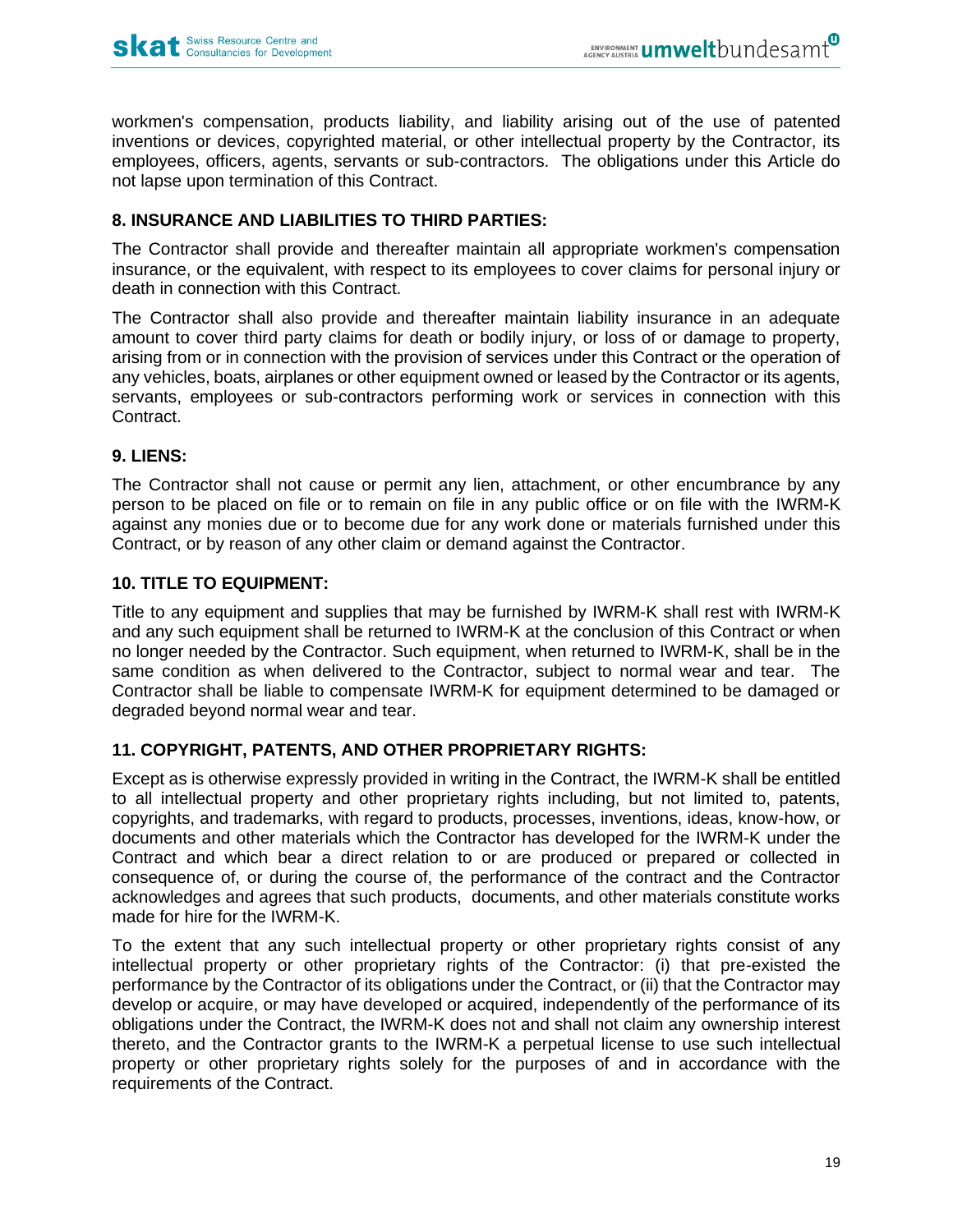workmen's compensation, products liability, and liability arising out of the use of patented inventions or devices, copyrighted material, or other intellectual property by the Contractor, its employees, officers, agents, servants or sub-contractors. The obligations under this Article do not lapse upon termination of this Contract.

**8. INSURANCE AND LIABILITIES TO THIRD PARTIES:**

The Contractor shall provide and thereafter maintain all appropriate workmen's compensation insurance, or the equivalent, with respect to its employees to cover claims for personal injury or death in connection with this Contract.

The Contractor shall also provide and thereafter maintain liability insurance in an adequate amount to cover third party claims for death or bodily injury, or loss of or damage to property, arising from or in connection with the provision of services under this Contract or the operation of any vehicles, boats, airplanes or other equipment owned or leased by the Contractor or its agents, servants, employees or sub-contractors performing work or services in connection with this Contract.

**9. LIENS:**

The Contractor shall not cause or permit any lien, attachment, or other encumbrance by any person to be placed on file or to remain on file in any public office or on file with the IWRM-K against any monies due or to become due for any work done or materials furnished under this Contract, or by reason of any other claim or demand against the Contractor.

**10. TITLE TO EQUIPMENT:**

Title to any equipment and supplies that may be furnished by IWRM-K shall rest with IWRM-K and any such equipment shall be returned to IWRM-K at the conclusion of this Contract or when no longer needed by the Contractor. Such equipment, when returned to IWRM-K, shall be in the same condition as when delivered to the Contractor, subject to normal wear and tear. The Contractor shall be liable to compensate IWRM-K for equipment determined to be damaged or degraded beyond normal wear and tear.

**11. COPYRIGHT, PATENTS, AND OTHER PROPRIETARY RIGHTS:**

Except as is otherwise expressly provided in writing in the Contract, the IWRM-K shall be entitled to all intellectual property and other proprietary rights including, but not limited to, patents, copyrights, and trademarks, with regard to products, processes, inventions, ideas, know-how, or documents and other materials which the Contractor has developed for the IWRM-K under the Contract and which bear a direct relation to or are produced or prepared or collected in consequence of, or during the course of, the performance of the contract and the Contractor acknowledges and agrees that such products, documents, and other materials constitute works made for hire for the IWRM-K.

To the extent that any such intellectual property or other proprietary rights consist of any intellectual property or other proprietary rights of the Contractor: (i) that pre-existed the performance by the Contractor of its obligations under the Contract, or (ii) that the Contractor may develop or acquire, or may have developed or acquired, independently of the performance of its obligations under the Contract, the IWRM-K does not and shall not claim any ownership interest thereto, and the Contractor grants to the IWRM-K a perpetual license to use such intellectual property or other proprietary rights solely for the purposes of and in accordance with the requirements of the Contract.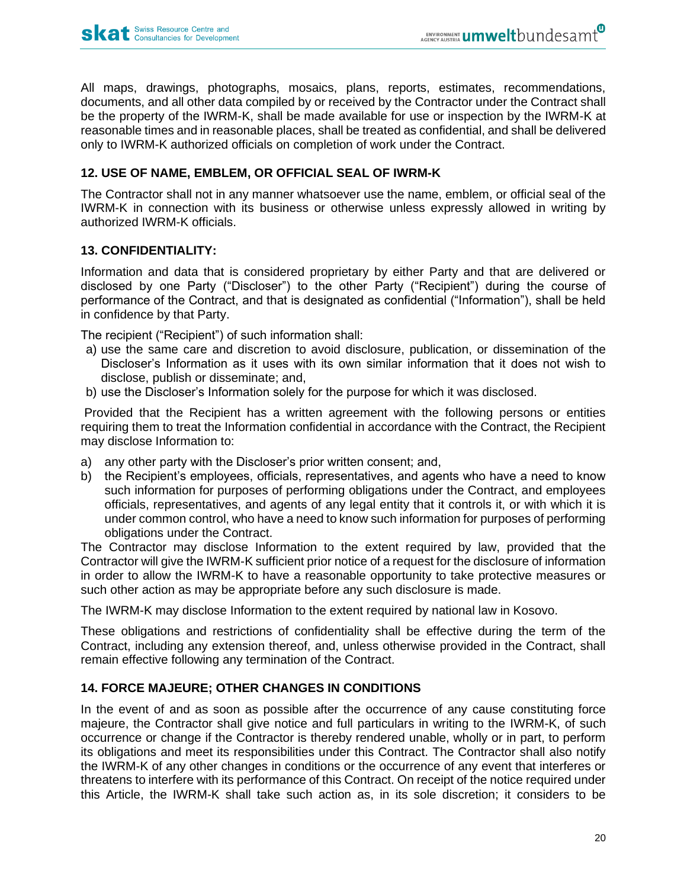All maps, drawings, photographs, mosaics, plans, reports, estimates, recommendations, documents, and all other data compiled by or received by the Contractor under the Contract shall be the property of the IWRM-K, shall be made available for use or inspection by the IWRM-K at reasonable times and in reasonable places, shall be treated as confidential, and shall be delivered only to IWRM-K authorized officials on completion of work under the Contract.

### 12. USE OF NAME, EMBLEM, OR OFFICIAL SEAL OF IWRM-K

The Contractor shall not in any manner whatsoever use the name, emblem, or official seal of the IWRM-K in connection with its business or otherwise unless expressly allowed in writing by authorized IWRM-K officials.

### 13. CONFIDENTIALITY:

Information and data that is considered proprietary by either Party and that are delivered or disclosed by one Party ("Discloser") to the other Party ("Recipient") during the course of performance of the Contract, and that is designated as confidential ("Information"), shall be held in confidence by that Party.

The recipient ("Recipient") of such information shall:

a) use the same care and discretion to avoid disclosure, publication, or dissemination of the Discloser's Information as it uses with its own similar information that it does not wish to disclose, publish or disseminate; and,
b) use the Discloser's Information solely for the purpose for which it was disclosed.

Provided that the Recipient has a written agreement with the following persons or entities requiring them to treat the Information confidential in accordance with the Contract, the Recipient may disclose Information to:

a) any other party with the Discloser's prior written consent; and,
b) the Recipient's employees, officials, representatives, and agents who have a need to know such information for purposes of performing obligations under the Contract, and employees officials, representatives, and agents of any legal entity that it controls it, or with which it is under common control, who have a need to know such information for purposes of performing obligations under the Contract.

The Contractor may disclose Information to the extent required by law, provided that the Contractor will give the IWRM-K sufficient prior notice of a request for the disclosure of information in order to allow the IWRM-K to have a reasonable opportunity to take protective measures or such other action as may be appropriate before any such disclosure is made.

The IWRM-K may disclose Information to the extent required by national law in Kosovo.

These obligations and restrictions of confidentiality shall be effective during the term of the Contract, including any extension thereof, and, unless otherwise provided in the Contract, shall remain effective following any termination of the Contract.

### 14. FORCE MAJEURE; OTHER CHANGES IN CONDITIONS

In the event of and as soon as possible after the occurrence of any cause constituting force majeure, the Contractor shall give notice and full particulars in writing to the IWRM-K, of such occurrence or change if the Contractor is thereby rendered unable, wholly or in part, to perform its obligations and meet its responsibilities under this Contract. The Contractor shall also notify the IWRM-K of any other changes in conditions or the occurrence of any event that interferes or threatens to interfere with its performance of this Contract. On receipt of the notice required under this Article, the IWRM-K shall take such action as, in its sole discretion; it considers to be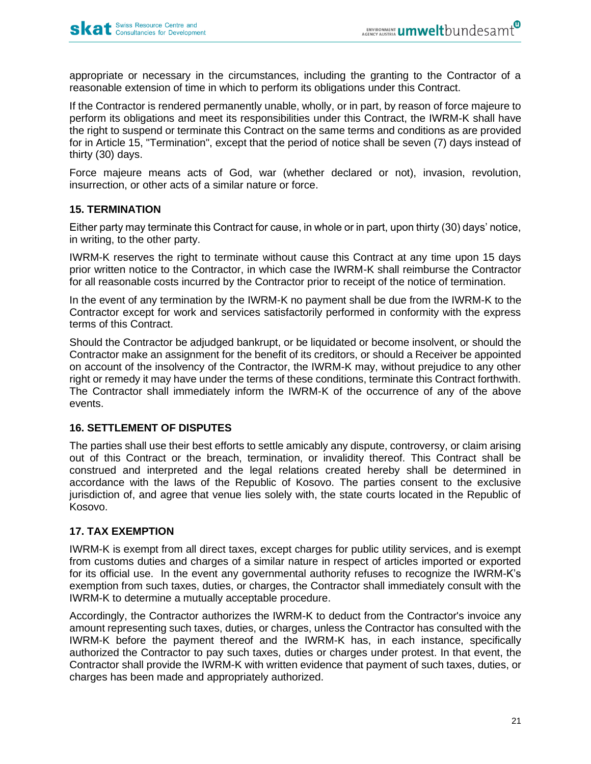appropriate or necessary in the circumstances, including the granting to the Contractor of a reasonable extension of time in which to perform its obligations under this Contract.

If the Contractor is rendered permanently unable, wholly, or in part, by reason of force majeure to perform its obligations and meet its responsibilities under this Contract, the IWRM-K shall have the right to suspend or terminate this Contract on the same terms and conditions as are provided for in Article 15, "Termination", except that the period of notice shall be seven (7) days instead of thirty (30) days.

Force majeure means acts of God, war (whether declared or not), invasion, revolution, insurrection, or other acts of a similar nature or force.

## 15. TERMINATION

Either party may terminate this Contract for cause, in whole or in part, upon thirty (30) days' notice, in writing, to the other party.

IWRM-K reserves the right to terminate without cause this Contract at any time upon 15 days prior written notice to the Contractor, in which case the IWRM-K shall reimburse the Contractor for all reasonable costs incurred by the Contractor prior to receipt of the notice of termination.

In the event of any termination by the IWRM-K no payment shall be due from the IWRM-K to the Contractor except for work and services satisfactorily performed in conformity with the express terms of this Contract.

Should the Contractor be adjudged bankrupt, or be liquidated or become insolvent, or should the Contractor make an assignment for the benefit of its creditors, or should a Receiver be appointed on account of the insolvency of the Contractor, the IWRM-K may, without prejudice to any other right or remedy it may have under the terms of these conditions, terminate this Contract forthwith. The Contractor shall immediately inform the IWRM-K of the occurrence of any of the above events.

## 16. SETTLEMENT OF DISPUTES

The parties shall use their best efforts to settle amicably any dispute, controversy, or claim arising out of this Contract or the breach, termination, or invalidity thereof. This Contract shall be construed and interpreted and the legal relations created hereby shall be determined in accordance with the laws of the Republic of Kosovo. The parties consent to the exclusive jurisdiction of, and agree that venue lies solely with, the state courts located in the Republic of Kosovo.

## 17. TAX EXEMPTION

IWRM-K is exempt from all direct taxes, except charges for public utility services, and is exempt from customs duties and charges of a similar nature in respect of articles imported or exported for its official use. In the event any governmental authority refuses to recognize the IWRM-K's exemption from such taxes, duties, or charges, the Contractor shall immediately consult with the IWRM-K to determine a mutually acceptable procedure.

Accordingly, the Contractor authorizes the IWRM-K to deduct from the Contractor's invoice any amount representing such taxes, duties, or charges, unless the Contractor has consulted with the IWRM-K before the payment thereof and the IWRM-K has, in each instance, specifically authorized the Contractor to pay such taxes, duties or charges under protest. In that event, the Contractor shall provide the IWRM-K with written evidence that payment of such taxes, duties, or charges has been made and appropriately authorized.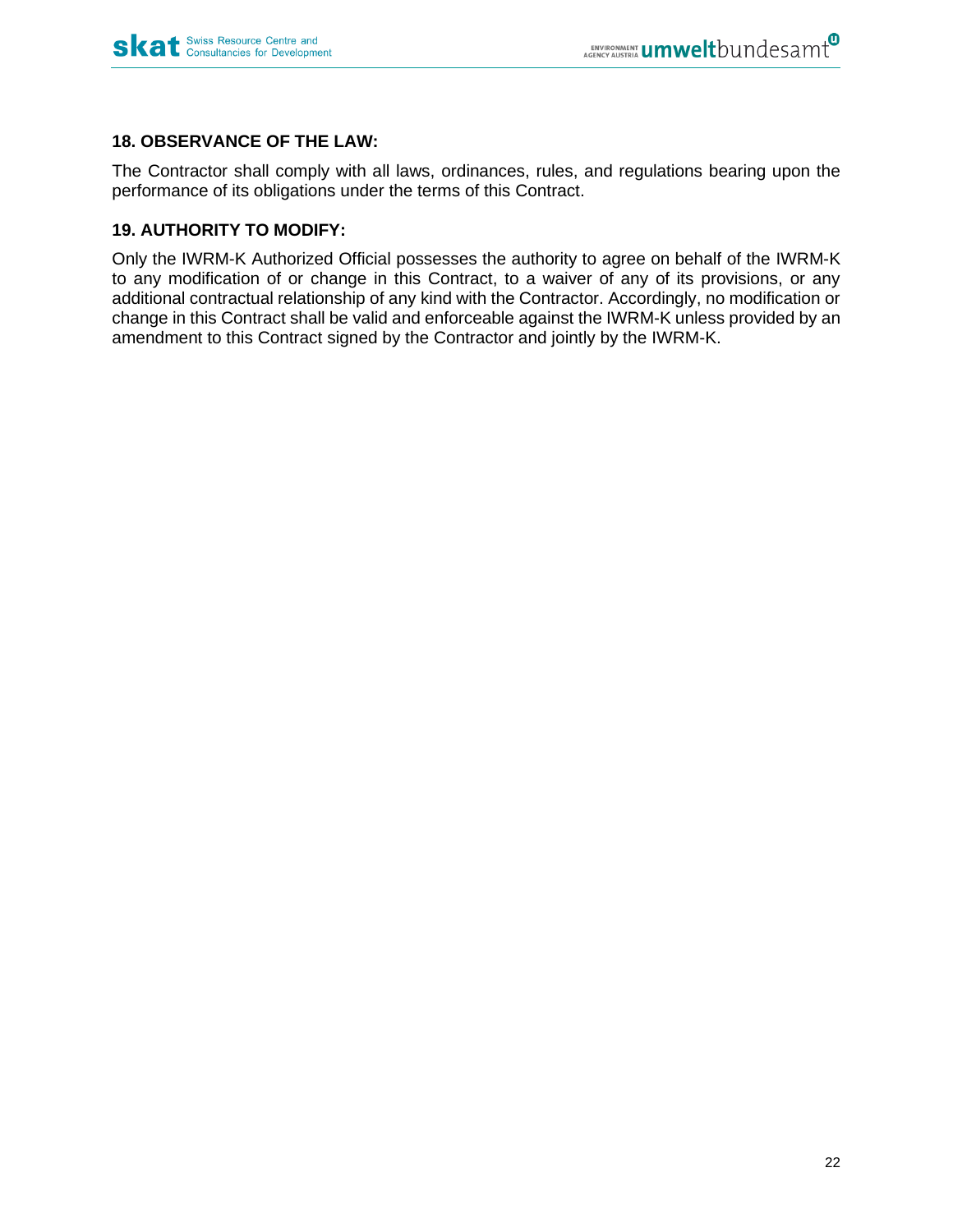### 18. OBSERVANCE OF THE LAW:

The Contractor shall comply with all laws, ordinances, rules, and regulations bearing upon the performance of its obligations under the terms of this Contract.

### 19. AUTHORITY TO MODIFY:

Only the IWRM-K Authorized Official possesses the authority to agree on behalf of the IWRM-K to any modification of or change in this Contract, to a waiver of any of its provisions, or any additional contractual relationship of any kind with the Contractor. Accordingly, no modification or change in this Contract shall be valid and enforceable against the IWRM-K unless provided by an amendment to this Contract signed by the Contractor and jointly by the IWRM-K.